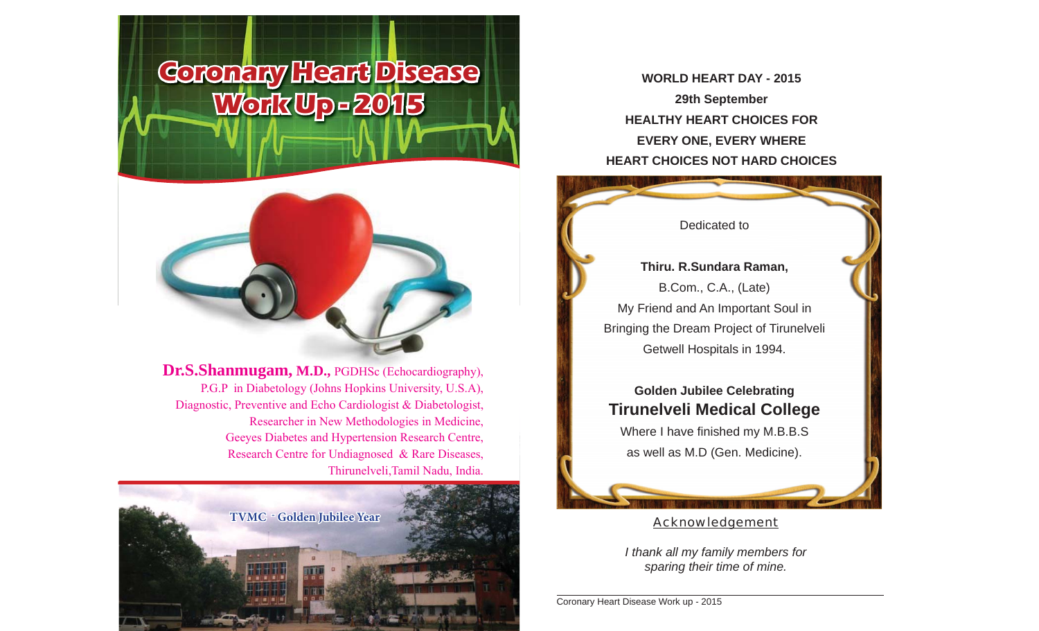# Coronary Heart Disease Work Up - 2015

**Dr.S.Shanmugam, M.D.,** PGDHSc (Echocardiography),
P.G.P in Diabetology (Johns Hopkins University, U.S.A),
Diagnostic, Preventive and Echo Cardiologist & Diabetologist,
Researcher in New Methodologies in Medicine,
Geeyes Diabetes and Hypertension Research Centre,
Research Centre for Undiagnosed & Rare Diseases,
Thirunelveli,Tamil Nadu, India.

TVMC - Golden Jubilee Year

**WORLD HEART DAY - 2015**

**29th September**

**HEALTHY HEART CHOICES FOR EVERY ONE, EVERY WHERE**

**HEART CHOICES NOT HARD CHOICES**

Dedicated to

**Thiru. R.Sundara Raman,**
B.Com., C.A., (Late)
My Friend and An Important Soul in
Bringing the Dream Project of Tirunelveli
Getwell Hospitals in 1994.

**Golden Jubilee Celebrating**

**Tirunelveli Medical College**

Where I have finished my M.B.B.S
as well as M.D (Gen. Medicine).

## Acknowledgement

*I thank all my family members for sparing their time of mine.*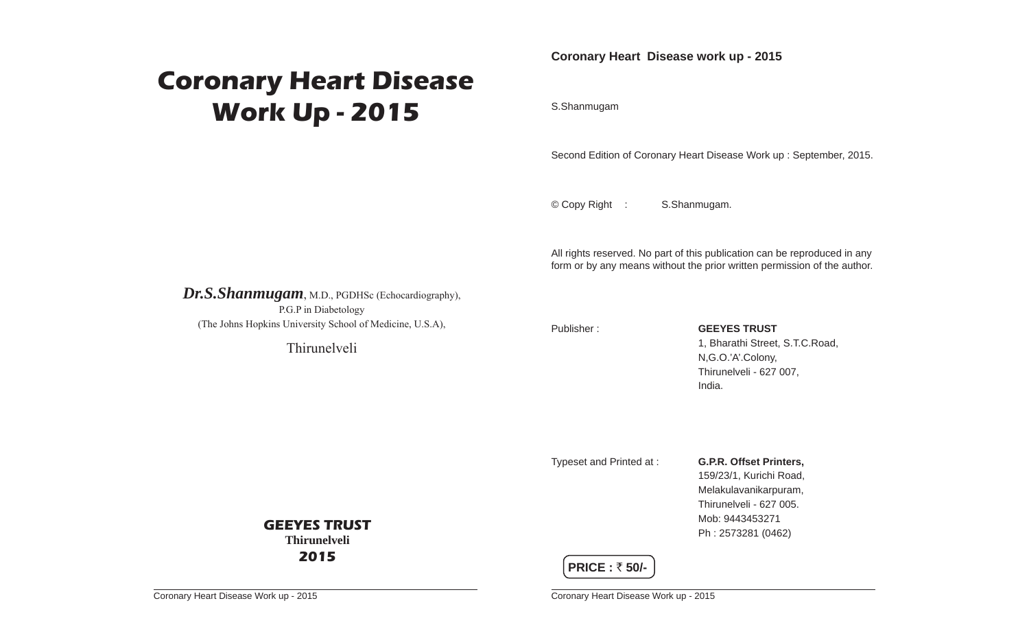# Coronary Heart Disease Work Up - 2015

***Dr.S.Shanmugam***, M.D., PGDHSc (Echocardiography),
P.G.P in Diabetology
(The Johns Hopkins University School of Medicine, U.S.A),

Thirunelveli

**GEEYES TRUST**
**Thirunelveli**
**2015**

**Coronary Heart Disease work up - 2015**

S.Shanmugam

Second Edition of Coronary Heart Disease Work up : September, 2015.

© Copy Right : S.Shanmugam.

All rights reserved. No part of this publication can be reproduced in any form or by any means without the prior written permission of the author.

Publisher : **GEEYES TRUST**
1, Bharathi Street, S.T.C.Road,
N,G.O.'A'.Colony,
Thirunelveli - 627 007,
India.

Typeset and Printed at : **G.P.R. Offset Printers,**
159/23/1, Kurichi Road,
Melakulavanikarpuram,
Thirunelveli - 627 005.
Mob: 9443453271
Ph : 2573281 (0462)

**PRICE : ₹ 50/-**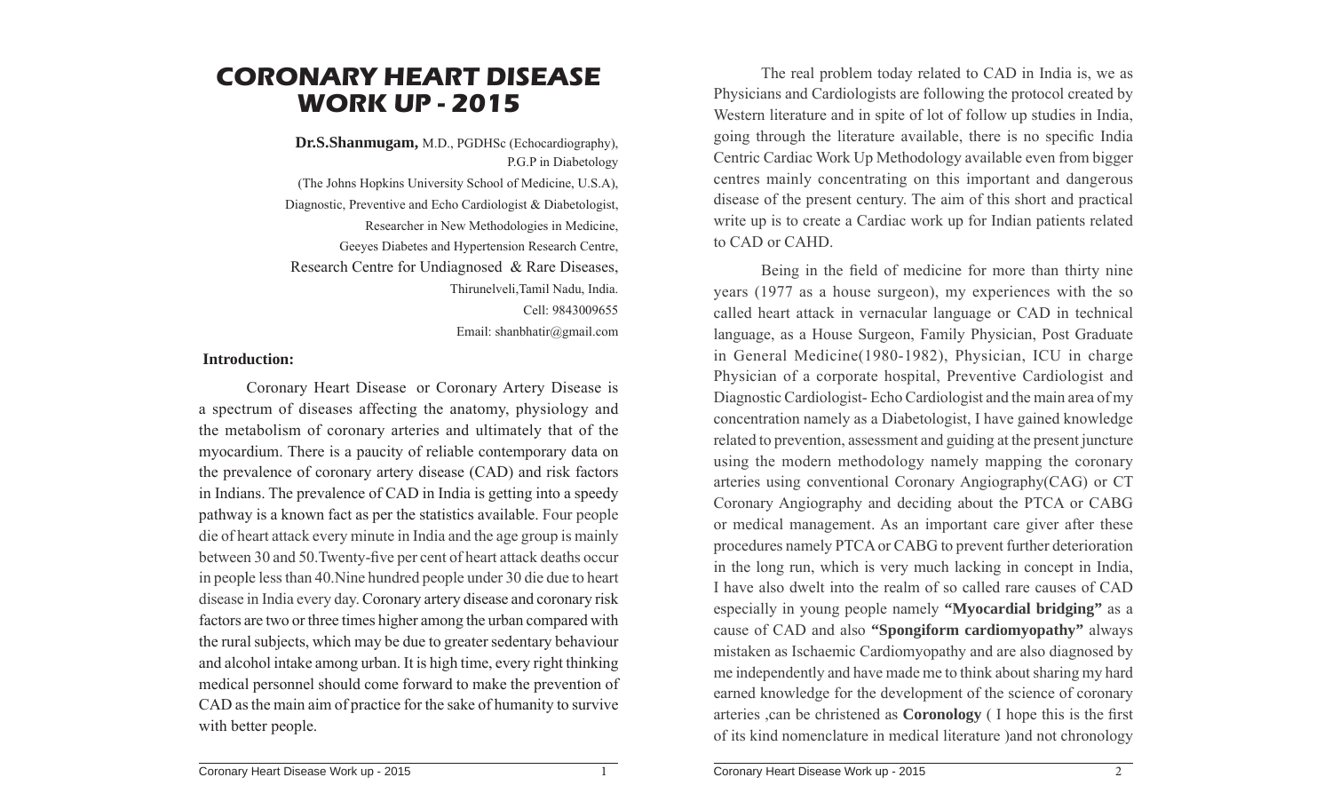# CORONARY HEART DISEASE WORK UP - 2015

**Dr.S.Shanmugam,** M.D., PGDHSc (Echocardiography), P.G.P in Diabetology
(The Johns Hopkins University School of Medicine, U.S.A),
Diagnostic, Preventive and Echo Cardiologist & Diabetologist,
Researcher in New Methodologies in Medicine,
Geeyes Diabetes and Hypertension Research Centre,
Research Centre for Undiagnosed & Rare Diseases,
Thirunelveli,Tamil Nadu, India.
Cell: 9843009655
Email: shanbhatir@gmail.com

## Introduction:

Coronary Heart Disease or Coronary Artery Disease is a spectrum of diseases affecting the anatomy, physiology and the metabolism of coronary arteries and ultimately that of the myocardium. There is a paucity of reliable contemporary data on the prevalence of coronary artery disease (CAD) and risk factors in Indians. The prevalence of CAD in India is getting into a speedy pathway is a known fact as per the statistics available. Four people die of heart attack every minute in India and the age group is mainly between 30 and 50.Twenty-five per cent of heart attack deaths occur in people less than 40.Nine hundred people under 30 die due to heart disease in India every day. Coronary artery disease and coronary risk factors are two or three times higher among the urban compared with the rural subjects, which may be due to greater sedentary behaviour and alcohol intake among urban. It is high time, every right thinking medical personnel should come forward to make the prevention of CAD as the main aim of practice for the sake of humanity to survive with better people.

The real problem today related to CAD in India is, we as Physicians and Cardiologists are following the protocol created by Western literature and in spite of lot of follow up studies in India, going through the literature available, there is no specific India Centric Cardiac Work Up Methodology available even from bigger centres mainly concentrating on this important and dangerous disease of the present century. The aim of this short and practical write up is to create a Cardiac work up for Indian patients related to CAD or CAHD.

Being in the field of medicine for more than thirty nine years (1977 as a house surgeon), my experiences with the so called heart attack in vernacular language or CAD in technical language, as a House Surgeon, Family Physician, Post Graduate in General Medicine(1980-1982), Physician, ICU in charge Physician of a corporate hospital, Preventive Cardiologist and Diagnostic Cardiologist- Echo Cardiologist and the main area of my concentration namely as a Diabetologist, I have gained knowledge related to prevention, assessment and guiding at the present juncture using the modern methodology namely mapping the coronary arteries using conventional Coronary Angiography(CAG) or CT Coronary Angiography and deciding about the PTCA or CABG or medical management. As an important care giver after these procedures namely PTCA or CABG to prevent further deterioration in the long run, which is very much lacking in concept in India, I have also dwelt into the realm of so called rare causes of CAD especially in young people namely **"Myocardial bridging"** as a cause of CAD and also **"Spongiform cardiomyopathy"** always mistaken as Ischaemic Cardiomyopathy and are also diagnosed by me independently and have made me to think about sharing my hard earned knowledge for the development of the science of coronary arteries ,can be christened as **Coronology** ( I hope this is the first of its kind nomenclature in medical literature )and not chronology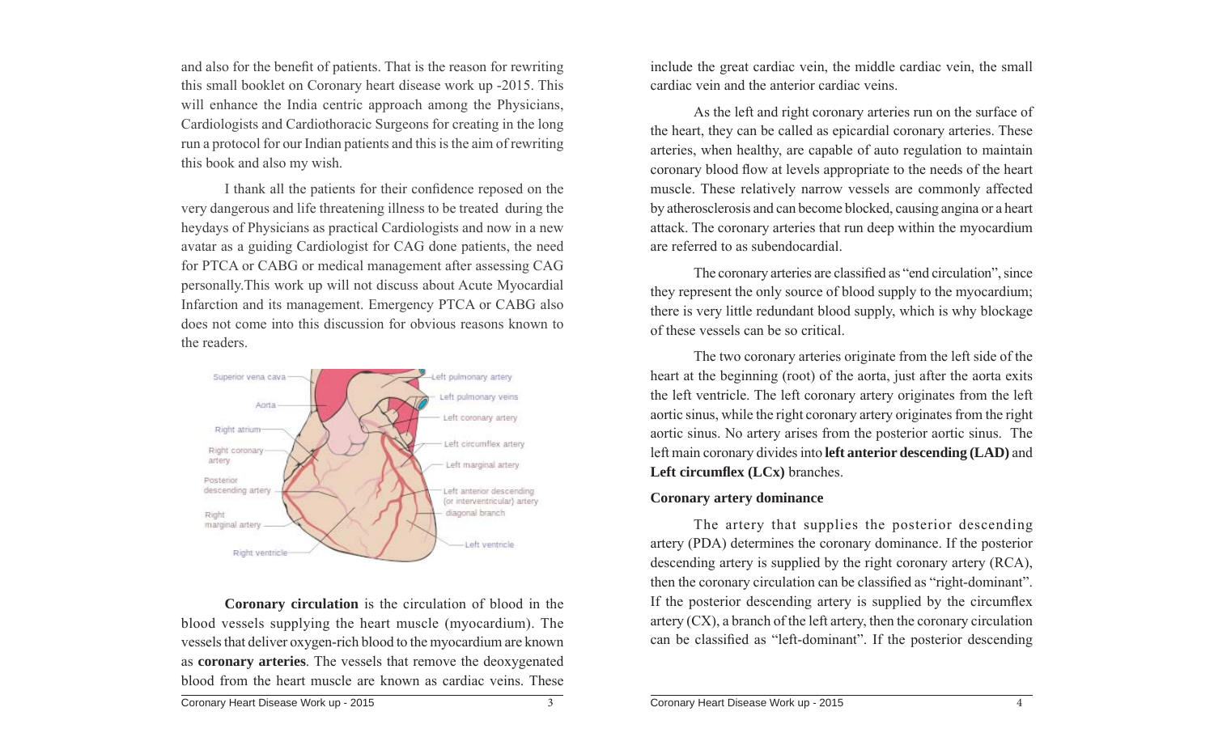and also for the benefit of patients. That is the reason for rewriting this small booklet on Coronary heart disease work up -2015. This will enhance the India centric approach among the Physicians, Cardiologists and Cardiothoracic Surgeons for creating in the long run a protocol for our Indian patients and this is the aim of rewriting this book and also my wish.

I thank all the patients for their confidence reposed on the very dangerous and life threatening illness to be treated during the heydays of Physicians as practical Cardiologists and now in a new avatar as a guiding Cardiologist for CAG done patients, the need for PTCA or CABG or medical management after assessing CAG personally.This work up will not discuss about Acute Myocardial Infarction and its management. Emergency PTCA or CABG also does not come into this discussion for obvious reasons known to the readers.

**Coronary circulation** is the circulation of blood in the blood vessels supplying the heart muscle (myocardium). The vessels that deliver oxygen-rich blood to the myocardium are known as **coronary arteries**. The vessels that remove the deoxygenated blood from the heart muscle are known as cardiac veins. These include the great cardiac vein, the middle cardiac vein, the small cardiac vein and the anterior cardiac veins.

As the left and right coronary arteries run on the surface of the heart, they can be called as epicardial coronary arteries. These arteries, when healthy, are capable of auto regulation to maintain coronary blood flow at levels appropriate to the needs of the heart muscle. These relatively narrow vessels are commonly affected by atherosclerosis and can become blocked, causing angina or a heart attack. The coronary arteries that run deep within the myocardium are referred to as subendocardial.

The coronary arteries are classified as "end circulation", since they represent the only source of blood supply to the myocardium; there is very little redundant blood supply, which is why blockage of these vessels can be so critical.

The two coronary arteries originate from the left side of the heart at the beginning (root) of the aorta, just after the aorta exits the left ventricle. The left coronary artery originates from the left aortic sinus, while the right coronary artery originates from the right aortic sinus. No artery arises from the posterior aortic sinus. The left main coronary divides into **left anterior descending (LAD)** and **Left circumflex (LCx)** branches.

**Coronary artery dominance**

The artery that supplies the posterior descending artery (PDA) determines the coronary dominance. If the posterior descending artery is supplied by the right coronary artery (RCA), then the coronary circulation can be classified as "right-dominant". If the posterior descending artery is supplied by the circumflex artery (CX), a branch of the left artery, then the coronary circulation can be classified as "left-dominant". If the posterior descending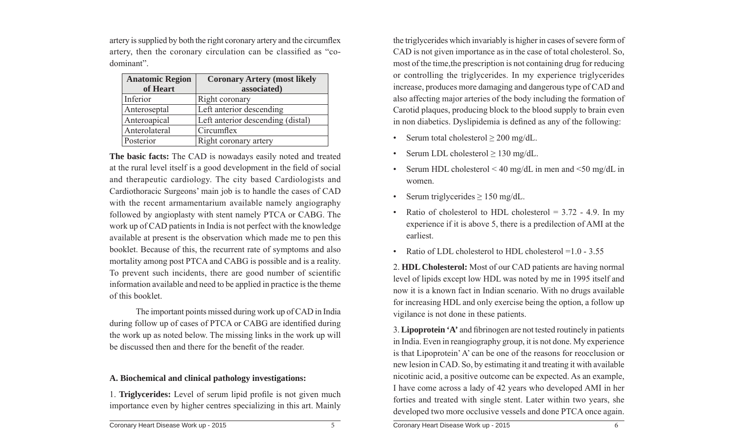artery is supplied by both the right coronary artery and the circumflex artery, then the coronary circulation can be classified as "co-dominant".

| Anatomic Region of Heart | Coronary Artery (most likely associated) |
|---|---|
| Inferior | Right coronary |
| Anteroseptal | Left anterior descending |
| Anteroapical | Left anterior descending (distal) |
| Anterolateral | Circumflex |
| Posterior | Right coronary artery |

**The basic facts:** The CAD is nowadays easily noted and treated at the rural level itself is a good development in the field of social and therapeutic cardiology. The city based Cardiologists and Cardiothoracic Surgeons' main job is to handle the cases of CAD with the recent armamentarium available namely angiography followed by angioplasty with stent namely PTCA or CABG. The work up of CAD patients in India is not perfect with the knowledge available at present is the observation which made me to pen this booklet. Because of this, the recurrent rate of symptoms and also mortality among post PTCA and CABG is possible and is a reality. To prevent such incidents, there are good number of scientific information available and need to be applied in practice is the theme of this booklet.

The important points missed during work up of CAD in India during follow up of cases of PTCA or CABG are identified during the work up as noted below. The missing links in the work up will be discussed then and there for the benefit of the reader.

### A. Biochemical and clinical pathology investigations:

1. **Triglycerides:** Level of serum lipid profile is not given much importance even by higher centres specializing in this art. Mainly the triglycerides which invariably is higher in cases of severe form of CAD is not given importance as in the case of total cholesterol. So, most of the time,the prescription is not containing drug for reducing or controlling the triglycerides. In my experience triglycerides increase, produces more damaging and dangerous type of CAD and also affecting major arteries of the body including the formation of Carotid plaques, producing block to the blood supply to brain even in non diabetics. Dyslipidemia is defined as any of the following:

- Serum total cholesterol ≥ 200 mg/dL.
- Serum LDL cholesterol ≥ 130 mg/dL.
- Serum HDL cholesterol < 40 mg/dL in men and <50 mg/dL in women.
- Serum triglycerides ≥ 150 mg/dL.
- Ratio of cholesterol to HDL cholesterol = 3.72 - 4.9. In my experience if it is above 5, there is a predilection of AMI at the earliest.
- Ratio of LDL cholesterol to HDL cholesterol =1.0 - 3.55

2. **HDL Cholesterol:** Most of our CAD patients are having normal level of lipids except low HDL was noted by me in 1995 itself and now it is a known fact in Indian scenario. With no drugs available for increasing HDL and only exercise being the option, a follow up vigilance is not done in these patients.

3. **Lipoprotein 'A'** and fibrinogen are not tested routinely in patients in India. Even in reangiography group, it is not done. My experience is that Lipoprotein' A' can be one of the reasons for reocclusion or new lesion in CAD. So, by estimating it and treating it with available nicotinic acid, a positive outcome can be expected. As an example, I have come across a lady of 42 years who developed AMI in her forties and treated with single stent. Later within two years, she developed two more occlusive vessels and done PTCA once again.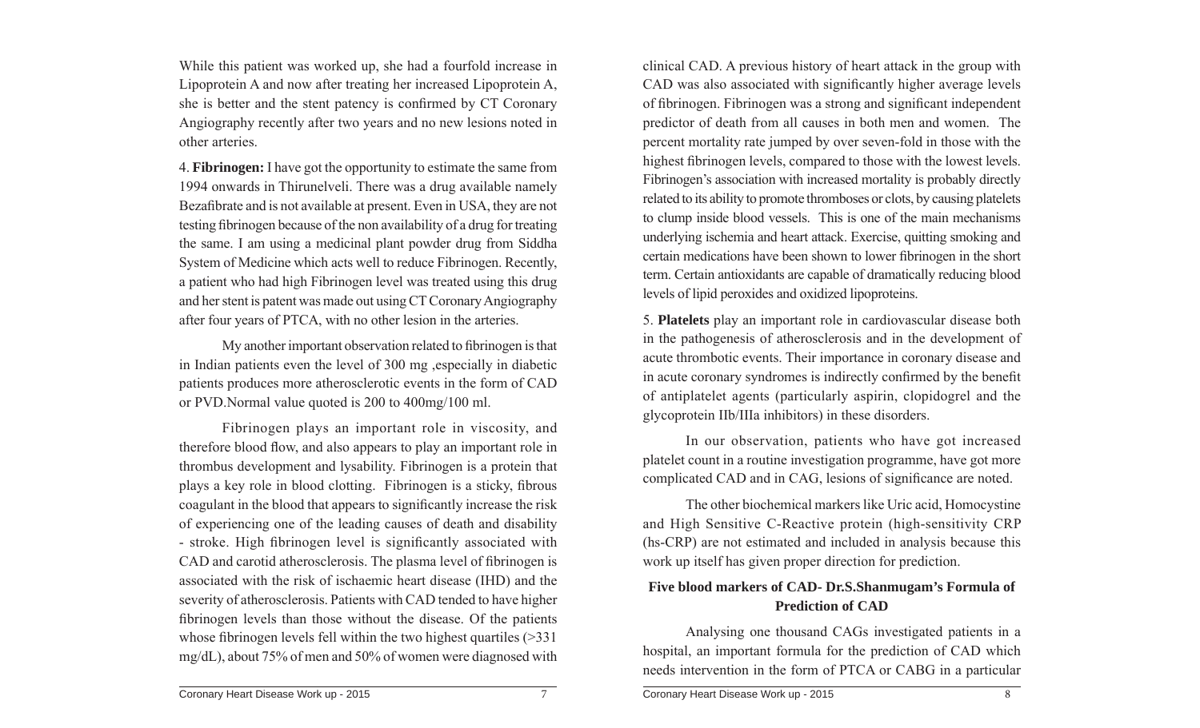While this patient was worked up, she had a fourfold increase in Lipoprotein A and now after treating her increased Lipoprotein A, she is better and the stent patency is confirmed by CT Coronary Angiography recently after two years and no new lesions noted in other arteries.

4. **Fibrinogen:** I have got the opportunity to estimate the same from 1994 onwards in Thirunelveli. There was a drug available namely Bezafibrate and is not available at present. Even in USA, they are not testing fibrinogen because of the non availability of a drug for treating the same. I am using a medicinal plant powder drug from Siddha System of Medicine which acts well to reduce Fibrinogen. Recently, a patient who had high Fibrinogen level was treated using this drug and her stent is patent was made out using CT Coronary Angiography after four years of PTCA, with no other lesion in the arteries.

My another important observation related to fibrinogen is that in Indian patients even the level of 300 mg ,especially in diabetic patients produces more atherosclerotic events in the form of CAD or PVD.Normal value quoted is 200 to 400mg/100 ml.

Fibrinogen plays an important role in viscosity, and therefore blood flow, and also appears to play an important role in thrombus development and lysability. Fibrinogen is a protein that plays a key role in blood clotting. Fibrinogen is a sticky, fibrous coagulant in the blood that appears to significantly increase the risk of experiencing one of the leading causes of death and disability - stroke. High fibrinogen level is significantly associated with CAD and carotid atherosclerosis. The plasma level of fibrinogen is associated with the risk of ischaemic heart disease (IHD) and the severity of atherosclerosis. Patients with CAD tended to have higher fibrinogen levels than those without the disease. Of the patients whose fibrinogen levels fell within the two highest quartiles (>331 mg/dL), about 75% of men and 50% of women were diagnosed with clinical CAD. A previous history of heart attack in the group with CAD was also associated with significantly higher average levels of fibrinogen. Fibrinogen was a strong and significant independent predictor of death from all causes in both men and women. The percent mortality rate jumped by over seven-fold in those with the highest fibrinogen levels, compared to those with the lowest levels. Fibrinogen's association with increased mortality is probably directly related to its ability to promote thromboses or clots, by causing platelets to clump inside blood vessels. This is one of the main mechanisms underlying ischemia and heart attack. Exercise, quitting smoking and certain medications have been shown to lower fibrinogen in the short term. Certain antioxidants are capable of dramatically reducing blood levels of lipid peroxides and oxidized lipoproteins.

5. **Platelets** play an important role in cardiovascular disease both in the pathogenesis of atherosclerosis and in the development of acute thrombotic events. Their importance in coronary disease and in acute coronary syndromes is indirectly confirmed by the benefit of antiplatelet agents (particularly aspirin, clopidogrel and the glycoprotein IIb/IIIa inhibitors) in these disorders.

In our observation, patients who have got increased platelet count in a routine investigation programme, have got more complicated CAD and in CAG, lesions of significance are noted.

The other biochemical markers like Uric acid, Homocystine and High Sensitive C-Reactive protein (high-sensitivity CRP (hs-CRP) are not estimated and included in analysis because this work up itself has given proper direction for prediction.

## Five blood markers of CAD- Dr.S.Shanmugam's Formula of Prediction of CAD

Analysing one thousand CAGs investigated patients in a hospital, an important formula for the prediction of CAD which needs intervention in the form of PTCA or CABG in a particular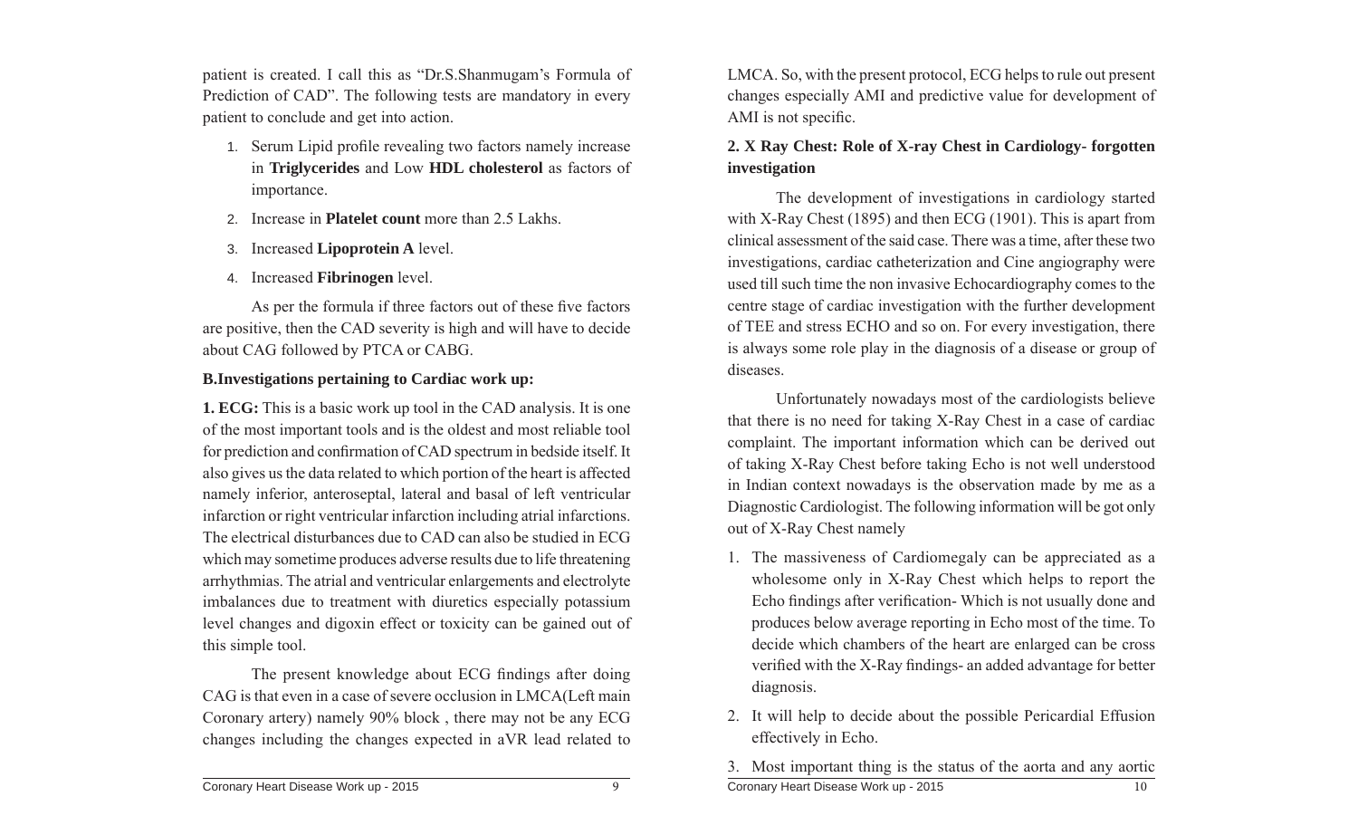patient is created. I call this as "Dr.S.Shanmugam's Formula of Prediction of CAD". The following tests are mandatory in every patient to conclude and get into action.

1. Serum Lipid profile revealing two factors namely increase in **Triglycerides** and Low **HDL cholesterol** as factors of importance.
2. Increase in **Platelet count** more than 2.5 Lakhs.
3. Increased **Lipoprotein A** level.
4. Increased **Fibrinogen** level.

As per the formula if three factors out of these five factors are positive, then the CAD severity is high and will have to decide about CAG followed by PTCA or CABG.

**B.Investigations pertaining to Cardiac work up:**

**1. ECG:** This is a basic work up tool in the CAD analysis. It is one of the most important tools and is the oldest and most reliable tool for prediction and confirmation of CAD spectrum in bedside itself. It also gives us the data related to which portion of the heart is affected namely inferior, anteroseptal, lateral and basal of left ventricular infarction or right ventricular infarction including atrial infarctions. The electrical disturbances due to CAD can also be studied in ECG which may sometime produces adverse results due to life threatening arrhythmias. The atrial and ventricular enlargements and electrolyte imbalances due to treatment with diuretics especially potassium level changes and digoxin effect or toxicity can be gained out of this simple tool.

The present knowledge about ECG findings after doing CAG is that even in a case of severe occlusion in LMCA(Left main Coronary artery) namely 90% block , there may not be any ECG changes including the changes expected in aVR lead related to LMCA. So, with the present protocol, ECG helps to rule out present changes especially AMI and predictive value for development of AMI is not specific.

**2. X Ray Chest: Role of X-ray Chest in Cardiology- forgotten investigation**

The development of investigations in cardiology started with X-Ray Chest (1895) and then ECG (1901). This is apart from clinical assessment of the said case. There was a time, after these two investigations, cardiac catheterization and Cine angiography were used till such time the non invasive Echocardiography comes to the centre stage of cardiac investigation with the further development of TEE and stress ECHO and so on. For every investigation, there is always some role play in the diagnosis of a disease or group of diseases.

Unfortunately nowadays most of the cardiologists believe that there is no need for taking X-Ray Chest in a case of cardiac complaint. The important information which can be derived out of taking X-Ray Chest before taking Echo is not well understood in Indian context nowadays is the observation made by me as a Diagnostic Cardiologist. The following information will be got only out of X-Ray Chest namely

1. The massiveness of Cardiomegaly can be appreciated as a wholesome only in X-Ray Chest which helps to report the Echo findings after verification- Which is not usually done and produces below average reporting in Echo most of the time. To decide which chambers of the heart are enlarged can be cross verified with the X-Ray findings- an added advantage for better diagnosis.
2. It will help to decide about the possible Pericardial Effusion effectively in Echo.
3. Most important thing is the status of the aorta and any aortic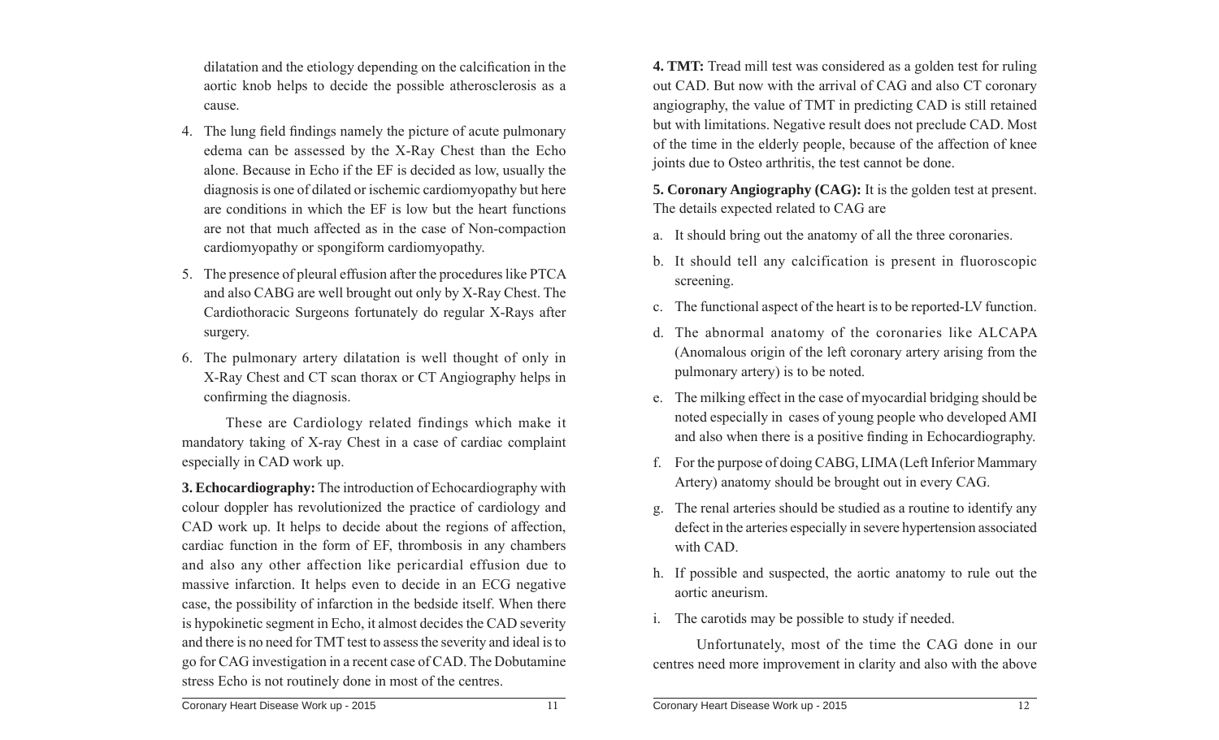dilatation and the etiology depending on the calcification in the aortic knob helps to decide the possible atherosclerosis as a cause.

4. The lung field findings namely the picture of acute pulmonary edema can be assessed by the X-Ray Chest than the Echo alone. Because in Echo if the EF is decided as low, usually the diagnosis is one of dilated or ischemic cardiomyopathy but here are conditions in which the EF is low but the heart functions are not that much affected as in the case of Non-compaction cardiomyopathy or spongiform cardiomyopathy.
5. The presence of pleural effusion after the procedures like PTCA and also CABG are well brought out only by X-Ray Chest. The Cardiothoracic Surgeons fortunately do regular X-Rays after surgery.
6. The pulmonary artery dilatation is well thought of only in X-Ray Chest and CT scan thorax or CT Angiography helps in confirming the diagnosis.

These are Cardiology related findings which make it mandatory taking of X-ray Chest in a case of cardiac complaint especially in CAD work up.

**3. Echocardiography:** The introduction of Echocardiography with colour doppler has revolutionized the practice of cardiology and CAD work up. It helps to decide about the regions of affection, cardiac function in the form of EF, thrombosis in any chambers and also any other affection like pericardial effusion due to massive infarction. It helps even to decide in an ECG negative case, the possibility of infarction in the bedside itself. When there is hypokinetic segment in Echo, it almost decides the CAD severity and there is no need for TMT test to assess the severity and ideal is to go for CAG investigation in a recent case of CAD. The Dobutamine stress Echo is not routinely done in most of the centres.

**4. TMT:** Tread mill test was considered as a golden test for ruling out CAD. But now with the arrival of CAG and also CT coronary angiography, the value of TMT in predicting CAD is still retained but with limitations. Negative result does not preclude CAD. Most of the time in the elderly people, because of the affection of knee joints due to Osteo arthritis, the test cannot be done.

**5. Coronary Angiography (CAG):** It is the golden test at present. The details expected related to CAG are

a. It should bring out the anatomy of all the three coronaries.
b. It should tell any calcification is present in fluoroscopic screening.
c. The functional aspect of the heart is to be reported-LV function.
d. The abnormal anatomy of the coronaries like ALCAPA (Anomalous origin of the left coronary artery arising from the pulmonary artery) is to be noted.
e. The milking effect in the case of myocardial bridging should be noted especially in cases of young people who developed AMI and also when there is a positive finding in Echocardiography.
f. For the purpose of doing CABG, LIMA (Left Inferior Mammary Artery) anatomy should be brought out in every CAG.
g. The renal arteries should be studied as a routine to identify any defect in the arteries especially in severe hypertension associated with CAD.
h. If possible and suspected, the aortic anatomy to rule out the aortic aneurism.
i. The carotids may be possible to study if needed.

Unfortunately, most of the time the CAG done in our centres need more improvement in clarity and also with the above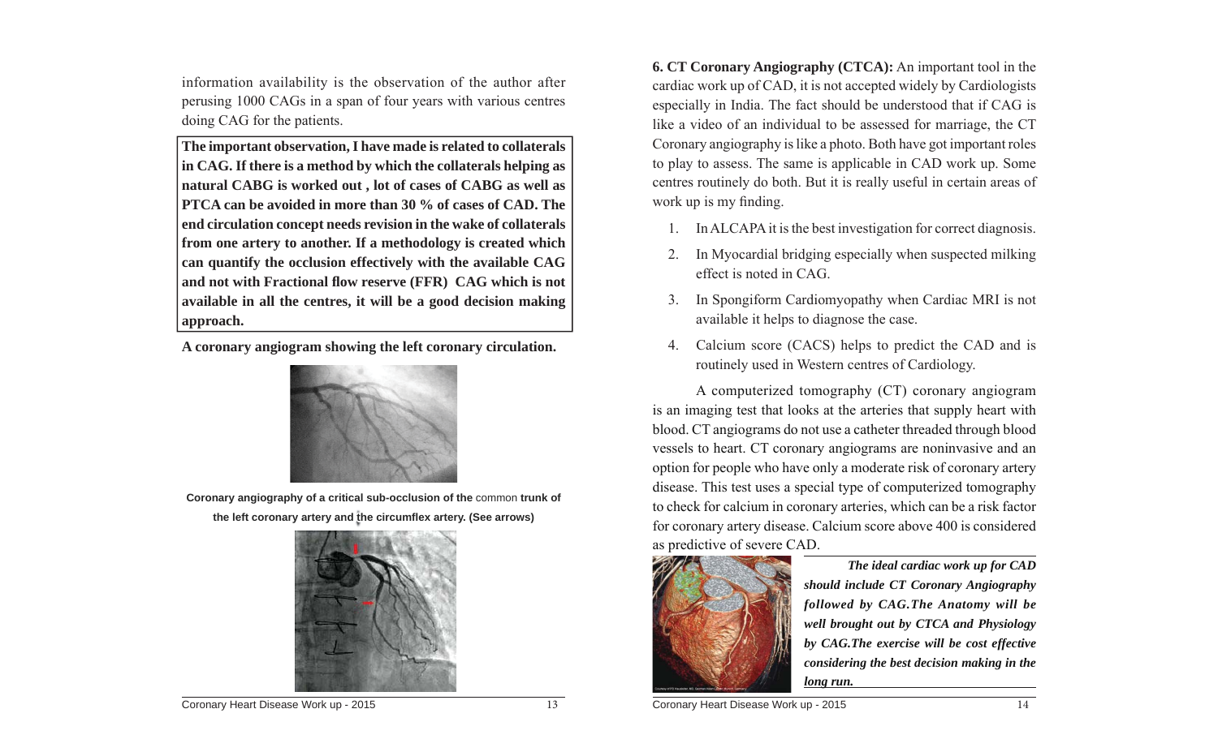information availability is the observation of the author after perusing 1000 CAGs in a span of four years with various centres doing CAG for the patients.

**The important observation, I have made is related to collaterals in CAG. If there is a method by which the collaterals helping as natural CABG is worked out , lot of cases of CABG as well as PTCA can be avoided in more than 30 % of cases of CAD. The end circulation concept needs revision in the wake of collaterals from one artery to another. If a methodology is created which can quantify the occlusion effectively with the available CAG and not with Fractional flow reserve (FFR) CAG which is not available in all the centres, it will be a good decision making approach.**

**A coronary angiogram showing the left coronary circulation.**

**Coronary angiography of a critical sub-occlusion of the** common **trunk of the left coronary artery and the circumflex artery. (See arrows)**

**6. CT Coronary Angiography (CTCA):** An important tool in the cardiac work up of CAD, it is not accepted widely by Cardiologists especially in India. The fact should be understood that if CAG is like a video of an individual to be assessed for marriage, the CT Coronary angiography is like a photo. Both have got important roles to play to assess. The same is applicable in CAD work up. Some centres routinely do both. But it is really useful in certain areas of work up is my finding.

1. In ALCAPA it is the best investigation for correct diagnosis.
2. In Myocardial bridging especially when suspected milking effect is noted in CAG.
3. In Spongiform Cardiomyopathy when Cardiac MRI is not available it helps to diagnose the case.
4. Calcium score (CACS) helps to predict the CAD and is routinely used in Western centres of Cardiology.

A computerized tomography (CT) coronary angiogram is an imaging test that looks at the arteries that supply heart with blood. CT angiograms do not use a catheter threaded through blood vessels to heart. CT coronary angiograms are noninvasive and an option for people who have only a moderate risk of coronary artery disease. This test uses a special type of computerized tomography to check for calcium in coronary arteries, which can be a risk factor for coronary artery disease. Calcium score above 400 is considered as predictive of severe CAD.

***The ideal cardiac work up for CAD should include CT Coronary Angiography followed by CAG.The Anatomy will be well brought out by CTCA and Physiology by CAG.The exercise will be cost effective considering the best decision making in the long run.***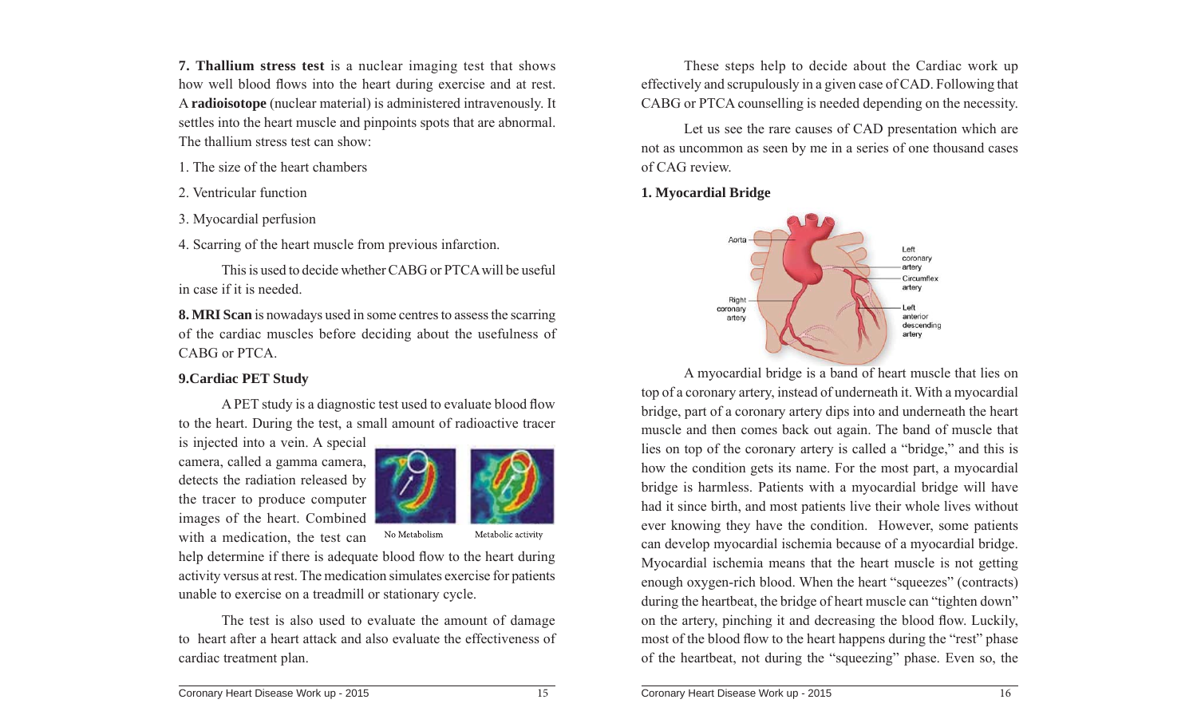**7. Thallium stress test** is a nuclear imaging test that shows how well blood flows into the heart during exercise and at rest. A **radioisotope** (nuclear material) is administered intravenously. It settles into the heart muscle and pinpoints spots that are abnormal. The thallium stress test can show:

1. The size of the heart chambers
2. Ventricular function
3. Myocardial perfusion
4. Scarring of the heart muscle from previous infarction.

This is used to decide whether CABG or PTCA will be useful in case if it is needed.

**8. MRI Scan** is nowadays used in some centres to assess the scarring of the cardiac muscles before deciding about the usefulness of CABG or PTCA.

**9.Cardiac PET Study**

A PET study is a diagnostic test used to evaluate blood flow to the heart. During the test, a small amount of radioactive tracer is injected into a vein. A special camera, called a gamma camera, detects the radiation released by the tracer to produce computer images of the heart. Combined with a medication, the test can help determine if there is adequate blood flow to the heart during activity versus at rest. The medication simulates exercise for patients unable to exercise on a treadmill or stationary cycle.

No Metabolism    Metabolic activity

The test is also used to evaluate the amount of damage to heart after a heart attack and also evaluate the effectiveness of cardiac treatment plan.

These steps help to decide about the Cardiac work up effectively and scrupulously in a given case of CAD. Following that CABG or PTCA counselling is needed depending on the necessity.

Let us see the rare causes of CAD presentation which are not as uncommon as seen by me in a series of one thousand cases of CAG review.

**1. Myocardial Bridge**

Aorta, Left coronary artery, Circumflex artery, Right coronary artery, Left anterior descending artery

A myocardial bridge is a band of heart muscle that lies on top of a coronary artery, instead of underneath it. With a myocardial bridge, part of a coronary artery dips into and underneath the heart muscle and then comes back out again. The band of muscle that lies on top of the coronary artery is called a "bridge," and this is how the condition gets its name. For the most part, a myocardial bridge is harmless. Patients with a myocardial bridge will have had it since birth, and most patients live their whole lives without ever knowing they have the condition. However, some patients can develop myocardial ischemia because of a myocardial bridge. Myocardial ischemia means that the heart muscle is not getting enough oxygen-rich blood. When the heart "squeezes" (contracts) during the heartbeat, the bridge of heart muscle can "tighten down" on the artery, pinching it and decreasing the blood flow. Luckily, most of the blood flow to the heart happens during the "rest" phase of the heartbeat, not during the "squeezing" phase. Even so, the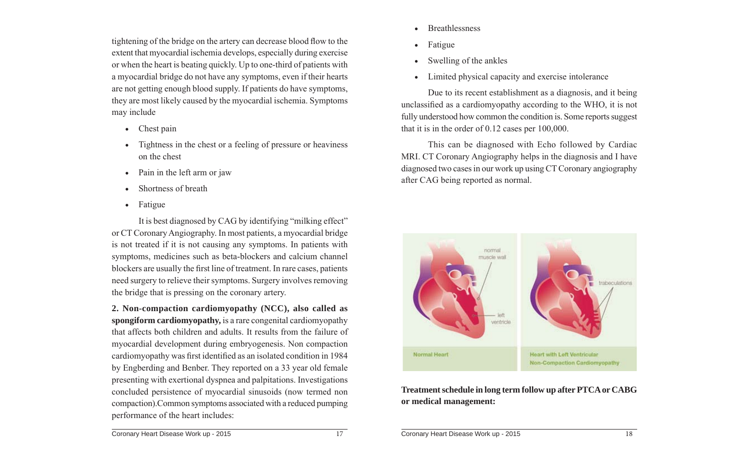tightening of the bridge on the artery can decrease blood flow to the extent that myocardial ischemia develops, especially during exercise or when the heart is beating quickly. Up to one-third of patients with a myocardial bridge do not have any symptoms, even if their hearts are not getting enough blood supply. If patients do have symptoms, they are most likely caused by the myocardial ischemia. Symptoms may include

- Chest pain
- Tightness in the chest or a feeling of pressure or heaviness on the chest
- Pain in the left arm or jaw
- Shortness of breath
- Fatigue

It is best diagnosed by CAG by identifying "milking effect" or CT Coronary Angiography. In most patients, a myocardial bridge is not treated if it is not causing any symptoms. In patients with symptoms, medicines such as beta-blockers and calcium channel blockers are usually the first line of treatment. In rare cases, patients need surgery to relieve their symptoms. Surgery involves removing the bridge that is pressing on the coronary artery.

**2. Non-compaction cardiomyopathy (NCC), also called as spongiform cardiomyopathy,** is a rare congenital cardiomyopathy that affects both children and adults. It results from the failure of myocardial development during embryogenesis. Non compaction cardiomyopathy was first identified as an isolated condition in 1984 by Engberding and Benber. They reported on a 33 year old female presenting with exertional dyspnea and palpitations. Investigations concluded persistence of myocardial sinusoids (now termed non compaction).Common symptoms associated with a reduced pumping performance of the heart includes:

- Breathlessness
- Fatigue
- Swelling of the ankles
- Limited physical capacity and exercise intolerance

Due to its recent establishment as a diagnosis, and it being unclassified as a cardiomyopathy according to the WHO, it is not fully understood how common the condition is. Some reports suggest that it is in the order of 0.12 cases per 100,000.

This can be diagnosed with Echo followed by Cardiac MRI. CT Coronary Angiography helps in the diagnosis and I have diagnosed two cases in our work up using CT Coronary angiography after CAG being reported as normal.

Normal Heart — Heart with Left Ventricular Non-Compaction Cardiomyopathy

**Treatment schedule in long term follow up after PTCA or CABG or medical management:**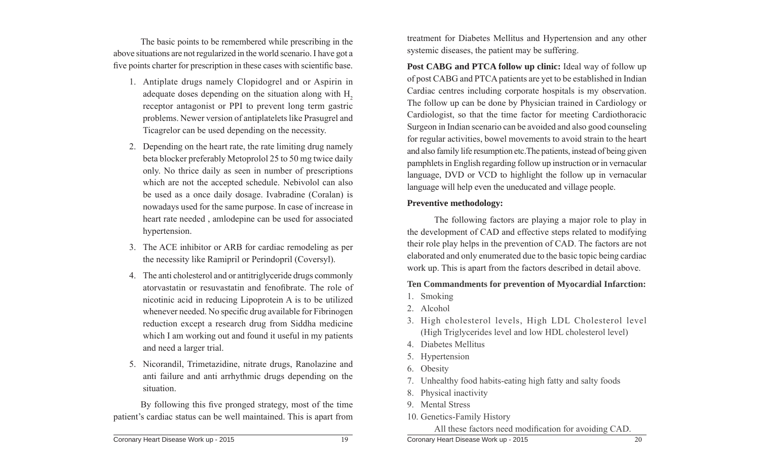The basic points to be remembered while prescribing in the above situations are not regularized in the world scenario. I have got a five points charter for prescription in these cases with scientific base.

1. Antiplate drugs namely Clopidogrel and or Aspirin in adequate doses depending on the situation along with $H_2$ receptor antagonist or PPI to prevent long term gastric problems. Newer version of antiplatelets like Prasugrel and Ticagrelor can be used depending on the necessity.

2. Depending on the heart rate, the rate limiting drug namely beta blocker preferably Metoprolol 25 to 50 mg twice daily only. No thrice daily as seen in number of prescriptions which are not the accepted schedule. Nebivolol can also be used as a once daily dosage. Ivabradine (Coralan) is nowadays used for the same purpose. In case of increase in heart rate needed , amlodepine can be used for associated hypertension.

3. The ACE inhibitor or ARB for cardiac remodeling as per the necessity like Ramipril or Perindopril (Coversyl).

4. The anti cholesterol and or antitriglyceride drugs commonly atorvastatin or resuvastatin and fenofibrate. The role of nicotinic acid in reducing Lipoprotein A is to be utilized whenever needed. No specific drug available for Fibrinogen reduction except a research drug from Siddha medicine which I am working out and found it useful in my patients and need a larger trial.

5. Nicorandil, Trimetazidine, nitrate drugs, Ranolazine and anti failure and anti arrhythmic drugs depending on the situation.

By following this five pronged strategy, most of the time patient's cardiac status can be well maintained. This is apart from treatment for Diabetes Mellitus and Hypertension and any other systemic diseases, the patient may be suffering.

**Post CABG and PTCA follow up clinic:** Ideal way of follow up of post CABG and PTCA patients are yet to be established in Indian Cardiac centres including corporate hospitals is my observation. The follow up can be done by Physician trained in Cardiology or Cardiologist, so that the time factor for meeting Cardiothoracic Surgeon in Indian scenario can be avoided and also good counseling for regular activities, bowel movements to avoid strain to the heart and also family life resumption etc.The patients, instead of being given pamphlets in English regarding follow up instruction or in vernacular language, DVD or VCD to highlight the follow up in vernacular language will help even the uneducated and village people.

**Preventive methodology:**

The following factors are playing a major role to play in the development of CAD and effective steps related to modifying their role play helps in the prevention of CAD. The factors are not elaborated and only enumerated due to the basic topic being cardiac work up. This is apart from the factors described in detail above.

**Ten Commandments for prevention of Myocardial Infarction:**

1. Smoking
2. Alcohol
3. High cholesterol levels, High LDL Cholesterol level (High Triglycerides level and low HDL cholesterol level)
4. Diabetes Mellitus
5. Hypertension
6. Obesity
7. Unhealthy food habits-eating high fatty and salty foods
8. Physical inactivity
9. Mental Stress
10. Genetics-Family History

All these factors need modification for avoiding CAD.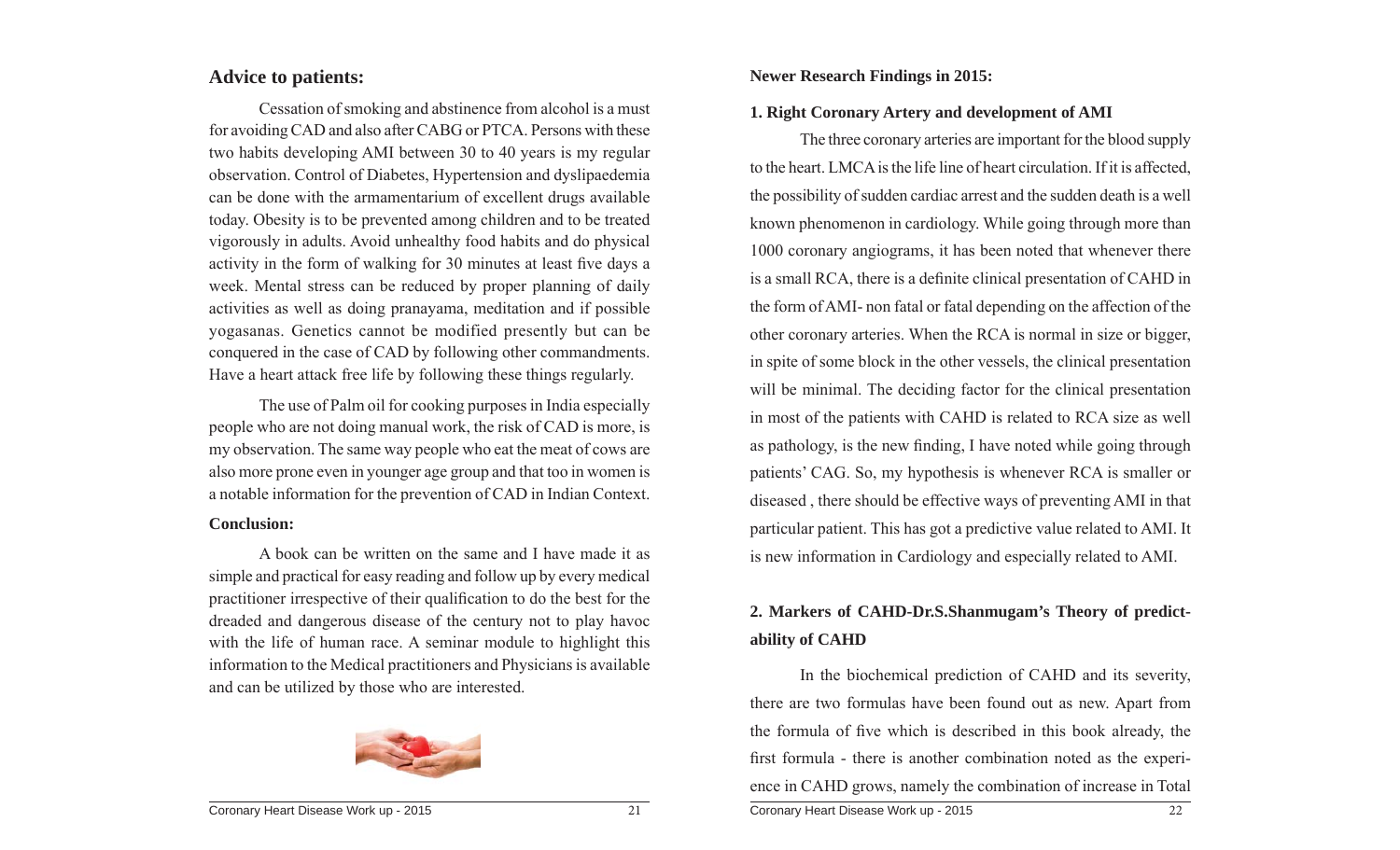## Advice to patients:

Cessation of smoking and abstinence from alcohol is a must for avoiding CAD and also after CABG or PTCA. Persons with these two habits developing AMI between 30 to 40 years is my regular observation. Control of Diabetes, Hypertension and dyslipaedemia can be done with the armamentarium of excellent drugs available today. Obesity is to be prevented among children and to be treated vigorously in adults. Avoid unhealthy food habits and do physical activity in the form of walking for 30 minutes at least five days a week. Mental stress can be reduced by proper planning of daily activities as well as doing pranayama, meditation and if possible yogasanas. Genetics cannot be modified presently but can be conquered in the case of CAD by following other commandments. Have a heart attack free life by following these things regularly.

The use of Palm oil for cooking purposes in India especially people who are not doing manual work, the risk of CAD is more, is my observation. The same way people who eat the meat of cows are also more prone even in younger age group and that too in women is a notable information for the prevention of CAD in Indian Context.

**Conclusion:**

A book can be written on the same and I have made it as simple and practical for easy reading and follow up by every medical practitioner irrespective of their qualification to do the best for the dreaded and dangerous disease of the century not to play havoc with the life of human race. A seminar module to highlight this information to the Medical practitioners and Physicians is available and can be utilized by those who are interested.

**Newer Research Findings in 2015:**

**1. Right Coronary Artery and development of AMI**

The three coronary arteries are important for the blood supply to the heart. LMCA is the life line of heart circulation. If it is affected, the possibility of sudden cardiac arrest and the sudden death is a well known phenomenon in cardiology. While going through more than 1000 coronary angiograms, it has been noted that whenever there is a small RCA, there is a definite clinical presentation of CAHD in the form of AMI- non fatal or fatal depending on the affection of the other coronary arteries. When the RCA is normal in size or bigger, in spite of some block in the other vessels, the clinical presentation will be minimal. The deciding factor for the clinical presentation in most of the patients with CAHD is related to RCA size as well as pathology, is the new finding, I have noted while going through patients' CAG. So, my hypothesis is whenever RCA is smaller or diseased , there should be effective ways of preventing AMI in that particular patient. This has got a predictive value related to AMI. It is new information in Cardiology and especially related to AMI.

**2. Markers of CAHD-Dr.S.Shanmugam's Theory of predictability of CAHD**

In the biochemical prediction of CAHD and its severity, there are two formulas have been found out as new. Apart from the formula of five which is described in this book already, the first formula - there is another combination noted as the experience in CAHD grows, namely the combination of increase in Total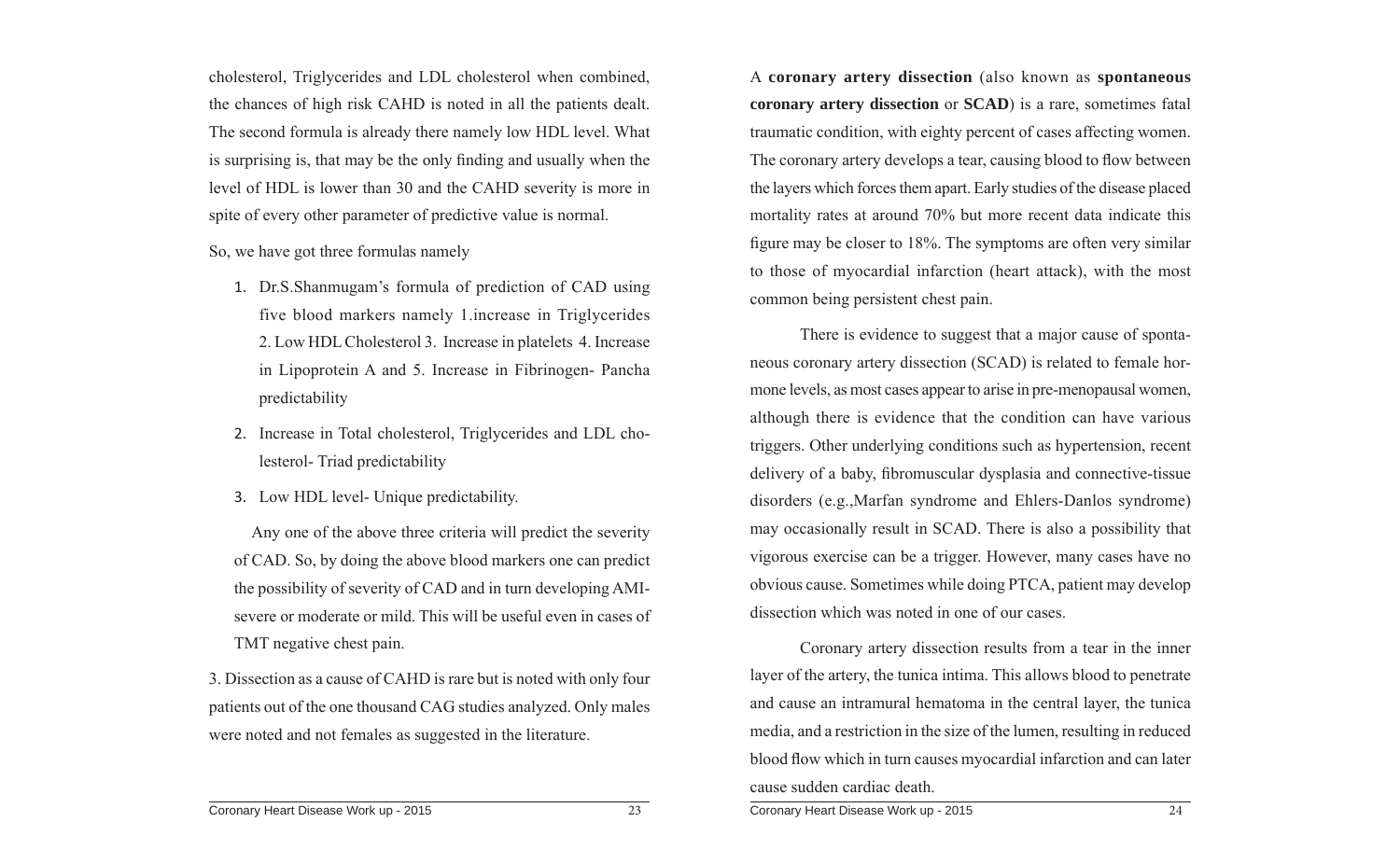cholesterol, Triglycerides and LDL cholesterol when combined, the chances of high risk CAHD is noted in all the patients dealt. The second formula is already there namely low HDL level. What is surprising is, that may be the only finding and usually when the level of HDL is lower than 30 and the CAHD severity is more in spite of every other parameter of predictive value is normal.

So, we have got three formulas namely

1. Dr.S.Shanmugam's formula of prediction of CAD using five blood markers namely 1.increase in Triglycerides 2. Low HDL Cholesterol 3. Increase in platelets 4. Increase in Lipoprotein A and 5. Increase in Fibrinogen- Pancha predictability
2. Increase in Total cholesterol, Triglycerides and LDL cholesterol- Triad predictability
3. Low HDL level- Unique predictability.

Any one of the above three criteria will predict the severity of CAD. So, by doing the above blood markers one can predict the possibility of severity of CAD and in turn developing AMI- severe or moderate or mild. This will be useful even in cases of TMT negative chest pain.

3. Dissection as a cause of CAHD is rare but is noted with only four patients out of the one thousand CAG studies analyzed. Only males were noted and not females as suggested in the literature.

A **coronary artery dissection** (also known as **spontaneous coronary artery dissection** or **SCAD**) is a rare, sometimes fatal traumatic condition, with eighty percent of cases affecting women. The coronary artery develops a tear, causing blood to flow between the layers which forces them apart. Early studies of the disease placed mortality rates at around 70% but more recent data indicate this figure may be closer to 18%. The symptoms are often very similar to those of myocardial infarction (heart attack), with the most common being persistent chest pain.

There is evidence to suggest that a major cause of spontaneous coronary artery dissection (SCAD) is related to female hormone levels, as most cases appear to arise in pre-menopausal women, although there is evidence that the condition can have various triggers. Other underlying conditions such as hypertension, recent delivery of a baby, fibromuscular dysplasia and connective-tissue disorders (e.g.,Marfan syndrome and Ehlers-Danlos syndrome) may occasionally result in SCAD. There is also a possibility that vigorous exercise can be a trigger. However, many cases have no obvious cause. Sometimes while doing PTCA, patient may develop dissection which was noted in one of our cases.

Coronary artery dissection results from a tear in the inner layer of the artery, the tunica intima. This allows blood to penetrate and cause an intramural hematoma in the central layer, the tunica media, and a restriction in the size of the lumen, resulting in reduced blood flow which in turn causes myocardial infarction and can later cause sudden cardiac death.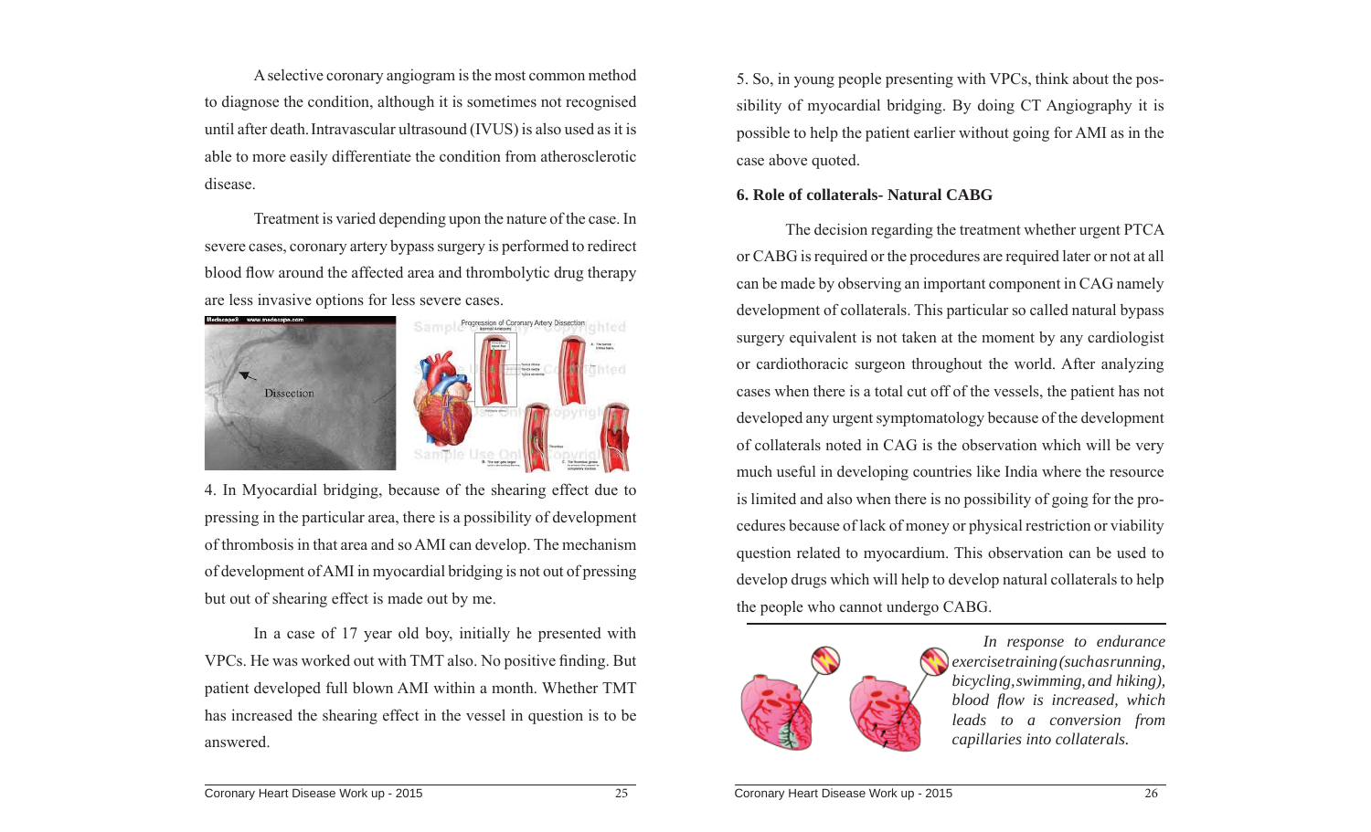A selective coronary angiogram is the most common method to diagnose the condition, although it is sometimes not recognised until after death. Intravascular ultrasound (IVUS) is also used as it is able to more easily differentiate the condition from atherosclerotic disease.

Treatment is varied depending upon the nature of the case. In severe cases, coronary artery bypass surgery is performed to redirect blood flow around the affected area and thrombolytic drug therapy are less invasive options for less severe cases.

4. In Myocardial bridging, because of the shearing effect due to pressing in the particular area, there is a possibility of development of thrombosis in that area and so AMI can develop. The mechanism of development of AMI in myocardial bridging is not out of pressing but out of shearing effect is made out by me.

In a case of 17 year old boy, initially he presented with VPCs. He was worked out with TMT also. No positive finding. But patient developed full blown AMI within a month. Whether TMT has increased the shearing effect in the vessel in question is to be answered.

5. So, in young people presenting with VPCs, think about the possibility of myocardial bridging. By doing CT Angiography it is possible to help the patient earlier without going for AMI as in the case above quoted.

**6. Role of collaterals- Natural CABG**

The decision regarding the treatment whether urgent PTCA or CABG is required or the procedures are required later or not at all can be made by observing an important component in CAG namely development of collaterals. This particular so called natural bypass surgery equivalent is not taken at the moment by any cardiologist or cardiothoracic surgeon throughout the world. After analyzing cases when there is a total cut off of the vessels, the patient has not developed any urgent symptomatology because of the development of collaterals noted in CAG is the observation which will be very much useful in developing countries like India where the resource is limited and also when there is no possibility of going for the procedures because of lack of money or physical restriction or viability question related to myocardium. This observation can be used to develop drugs which will help to develop natural collaterals to help the people who cannot undergo CABG.

*In response to endurance exercise training (such as running, bicycling, swimming, and hiking), blood flow is increased, which leads to a conversion from capillaries into collaterals.*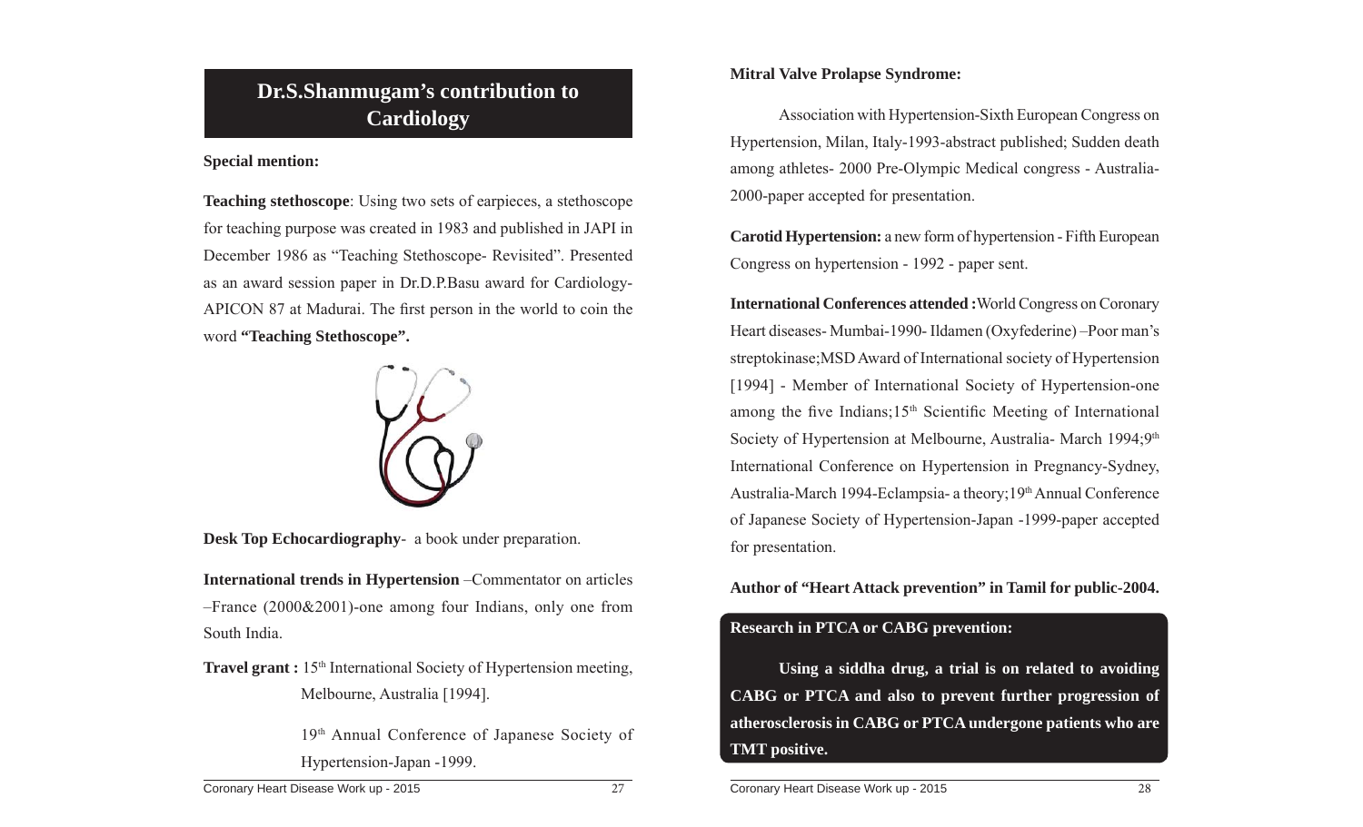# Dr.S.Shanmugam's contribution to Cardiology

**Special mention:**

**Teaching stethoscope**: Using two sets of earpieces, a stethoscope for teaching purpose was created in 1983 and published in JAPI in December 1986 as "Teaching Stethoscope- Revisited". Presented as an award session paper in Dr.D.P.Basu award for Cardiology-APICON 87 at Madurai. The first person in the world to coin the word **"Teaching Stethoscope".**

**Desk Top Echocardiography**- a book under preparation.

**International trends in Hypertension** –Commentator on articles –France (2000&2001)-one among four Indians, only one from South India.

**Travel grant :** 15th International Society of Hypertension meeting, Melbourne, Australia [1994].

19th Annual Conference of Japanese Society of Hypertension-Japan -1999.

**Mitral Valve Prolapse Syndrome:**

Association with Hypertension-Sixth European Congress on Hypertension, Milan, Italy-1993-abstract published; Sudden death among athletes- 2000 Pre-Olympic Medical congress - Australia-2000-paper accepted for presentation.

**Carotid Hypertension:** a new form of hypertension - Fifth European Congress on hypertension - 1992 - paper sent.

**International Conferences attended :** World Congress on Coronary Heart diseases- Mumbai-1990- Ildamen (Oxyfederine) –Poor man's streptokinase;MSD Award of International society of Hypertension [1994] - Member of International Society of Hypertension-one among the five Indians;15th Scientific Meeting of International Society of Hypertension at Melbourne, Australia- March 1994;9th International Conference on Hypertension in Pregnancy-Sydney, Australia-March 1994-Eclampsia- a theory;19th Annual Conference of Japanese Society of Hypertension-Japan -1999-paper accepted for presentation.

**Author of "Heart Attack prevention" in Tamil for public-2004.**

**Research in PTCA or CABG prevention:**

**Using a siddha drug, a trial is on related to avoiding CABG or PTCA and also to prevent further progression of atherosclerosis in CABG or PTCA undergone patients who are TMT positive.**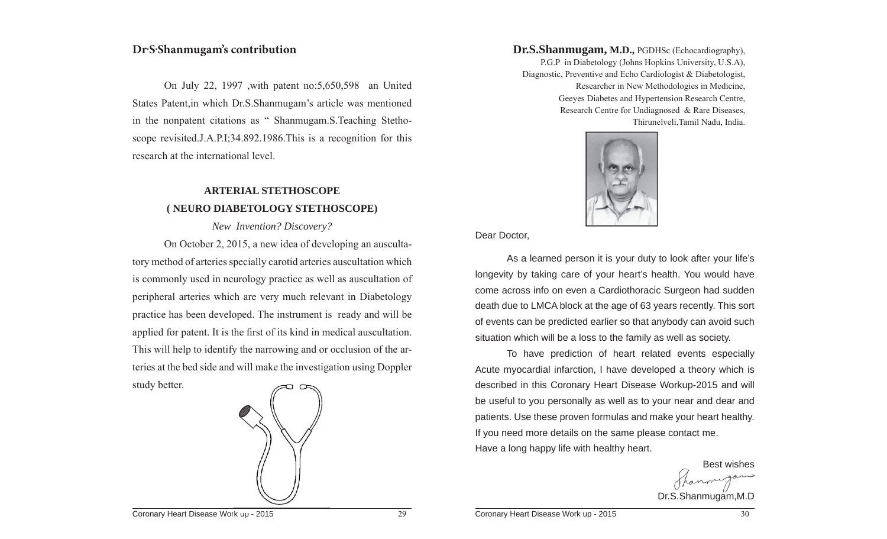## Dr.S.Shanmugam's contribution

On July 22, 1997 ,with patent no:5,650,598 an United States Patent,in which Dr.S.Shanmugam's article was mentioned in the nonpatent citations as " Shanmugam.S.Teaching Stethoscope revisited.J.A.P.I;34.892.1986.This is a recognition for this research at the international level.

### ARTERIAL STETHOSCOPE
### ( NEURO DIABETOLOGY STETHOSCOPE)

*New Invention? Discovery?*

On October 2, 2015, a new idea of developing an auscultatory method of arteries specially carotid arteries auscultation which is commonly used in neurology practice as well as auscultation of peripheral arteries which are very much relevant in Diabetology practice has been developed. The instrument is ready and will be applied for patent. It is the first of its kind in medical auscultation. This will help to identify the narrowing and or occlusion of the arteries at the bed side and will make the investigation using Doppler study better.

**Dr.S.Shanmugam, M.D.,** PGDHSc (Echocardiography),
P.G.P in Diabetology (Johns Hopkins University, U.S.A),
Diagnostic, Preventive and Echo Cardiologist & Diabetologist,
Researcher in New Methodologies in Medicine,
Geeyes Diabetes and Hypertension Research Centre,
Research Centre for Undiagnosed & Rare Diseases,
Thirunelveli,Tamil Nadu, India.

Dear Doctor,

As a learned person it is your duty to look after your life's longevity by taking care of your heart's health. You would have come across info on even a Cardiothoracic Surgeon had sudden death due to LMCA block at the age of 63 years recently. This sort of events can be predicted earlier so that anybody can avoid such situation which will be a loss to the family as well as society.

To have prediction of heart related events especially Acute myocardial infarction, I have developed a theory which is described in this Coronary Heart Disease Workup-2015 and will be useful to you personally as well as to your near and dear and patients. Use these proven formulas and make your heart healthy. If you need more details on the same please contact me.
Have a long happy life with healthy heart.

Best wishes

Dr.S.Shanmugam,M.D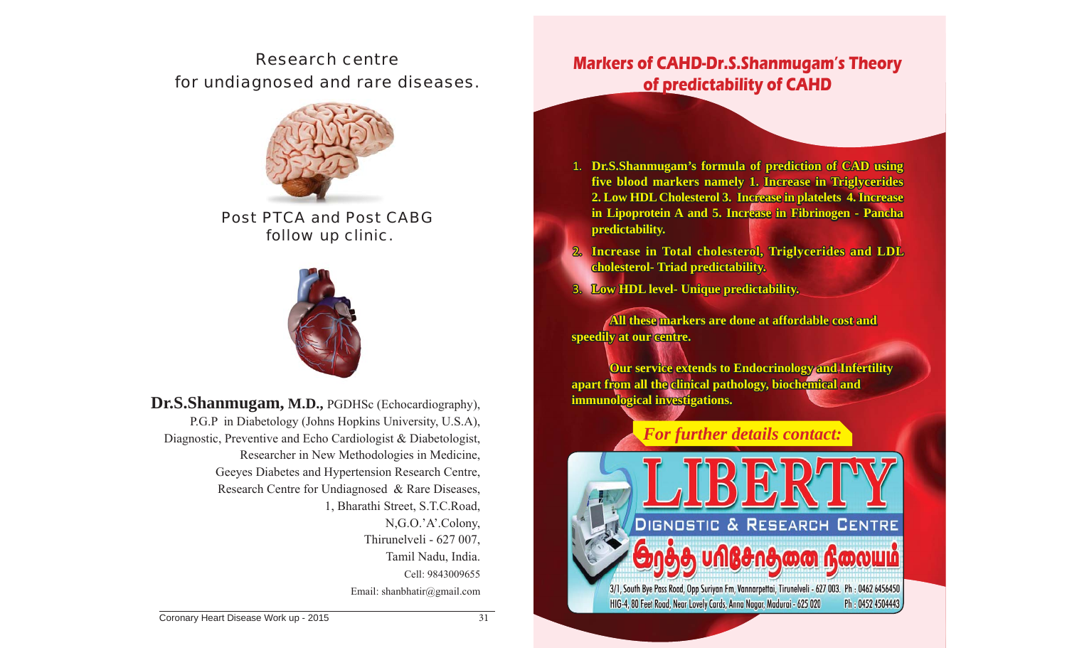Research centre
for undiagnosed and rare diseases.

Post PTCA and Post CABG
follow up clinic.

**Dr.S.Shanmugam, M.D.,** PGDHSc (Echocardiography),
P.G.P in Diabetology (Johns Hopkins University, U.S.A),
Diagnostic, Preventive and Echo Cardiologist & Diabetologist,
Researcher in New Methodologies in Medicine,
Geeyes Diabetes and Hypertension Research Centre,
Research Centre for Undiagnosed & Rare Diseases,
1, Bharathi Street, S.T.C.Road,
N,G.O.'A'.Colony,
Thirunelveli - 627 007,
Tamil Nadu, India.
Cell: 9843009655
Email: shanbhatir@gmail.com

## Markers of CAHD-Dr.S.Shanmugam's Theory of predictability of CAHD

1. **Dr.S.Shanmugam's formula of prediction of CAD using five blood markers namely 1. Increase in Triglycerides 2. Low HDL Cholesterol 3. Increase in platelets 4. Increase in Lipoprotein A and 5. Increase in Fibrinogen - Pancha predictability.**
2. **Increase in Total cholesterol, Triglycerides and LDL cholesterol- Triad predictability.**
3. **Low HDL level- Unique predictability.**

**All these markers are done at affordable cost and speedily at our centre.**

**Our service extends to Endocrinology and Infertility apart from all the clinical pathology, biochemical and immunological investigations.**

***For further details contact:***

LIBERTY
DIGNOSTIC & RESEARCH CENTRE
இரத்த பரிசோதனை நிலையம்

3/1, South Bye Pass Road, Opp Suriyan Fm, Vannarpettai, Tirunelveli - 627 003. Ph : 0462 6456450
HIG-4, 80 Feet Road, Near Lovely Cords, Anna Nagar, Madurai - 625 020 Ph : 0452 4504443